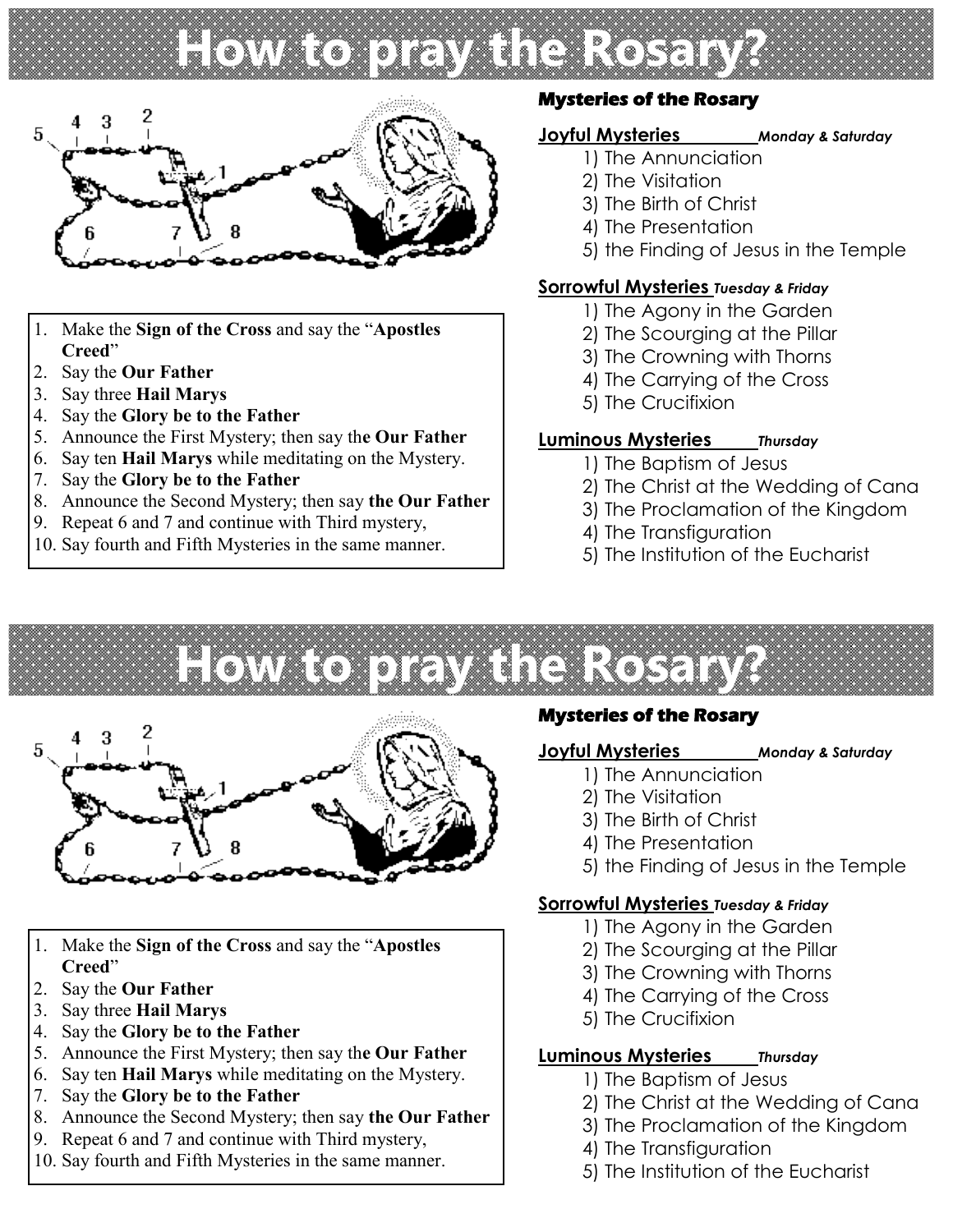# How to pray the Rosary?

5 4 3 2 1 6 7 8

1. Make the **Sign of the Cross** and say the "**Apostles Creed**"
2. Say the **Our Father**
3. Say three **Hail Marys**
4. Say the **Glory be to the Father**
5. Announce the First Mystery; then say th**e Our Father**
6. Say ten **Hail Marys** while meditating on the Mystery.
7. Say the **Glory be to the Father**
8. Announce the Second Mystery; then say **the Our Father**
9. Repeat 6 and 7 and continue with Third mystery,
10. Say fourth and Fifth Mysteries in the same manner.

### Mysteries of the Rosary

**Joyful Mysteries** ***Monday & Saturday***

1) The Annunciation
2) The Visitation
3) The Birth of Christ
4) The Presentation
5) the Finding of Jesus in the Temple

**Sorrowful Mysteries** ***Tuesday & Friday***

1) The Agony in the Garden
2) The Scourging at the Pillar
3) The Crowning with Thorns
4) The Carrying of the Cross
5) The Crucifixion

**Luminous Mysteries** ***Thursday***

1) The Baptism of Jesus
2) The Christ at the Wedding of Cana
3) The Proclamation of the Kingdom
4) The Transfiguration
5) The Institution of the Eucharist

# How to pray the Rosary?

5 4 3 2 1 6 7 8

1. Make the **Sign of the Cross** and say the "**Apostles Creed**"
2. Say the **Our Father**
3. Say three **Hail Marys**
4. Say the **Glory be to the Father**
5. Announce the First Mystery; then say th**e Our Father**
6. Say ten **Hail Marys** while meditating on the Mystery.
7. Say the **Glory be to the Father**
8. Announce the Second Mystery; then say **the Our Father**
9. Repeat 6 and 7 and continue with Third mystery,
10. Say fourth and Fifth Mysteries in the same manner.

### Mysteries of the Rosary

**Joyful Mysteries** ***Monday & Saturday***

1) The Annunciation
2) The Visitation
3) The Birth of Christ
4) The Presentation
5) the Finding of Jesus in the Temple

**Sorrowful Mysteries** ***Tuesday & Friday***

1) The Agony in the Garden
2) The Scourging at the Pillar
3) The Crowning with Thorns
4) The Carrying of the Cross
5) The Crucifixion

**Luminous Mysteries** ***Thursday***

1) The Baptism of Jesus
2) The Christ at the Wedding of Cana
3) The Proclamation of the Kingdom
4) The Transfiguration
5) The Institution of the Eucharist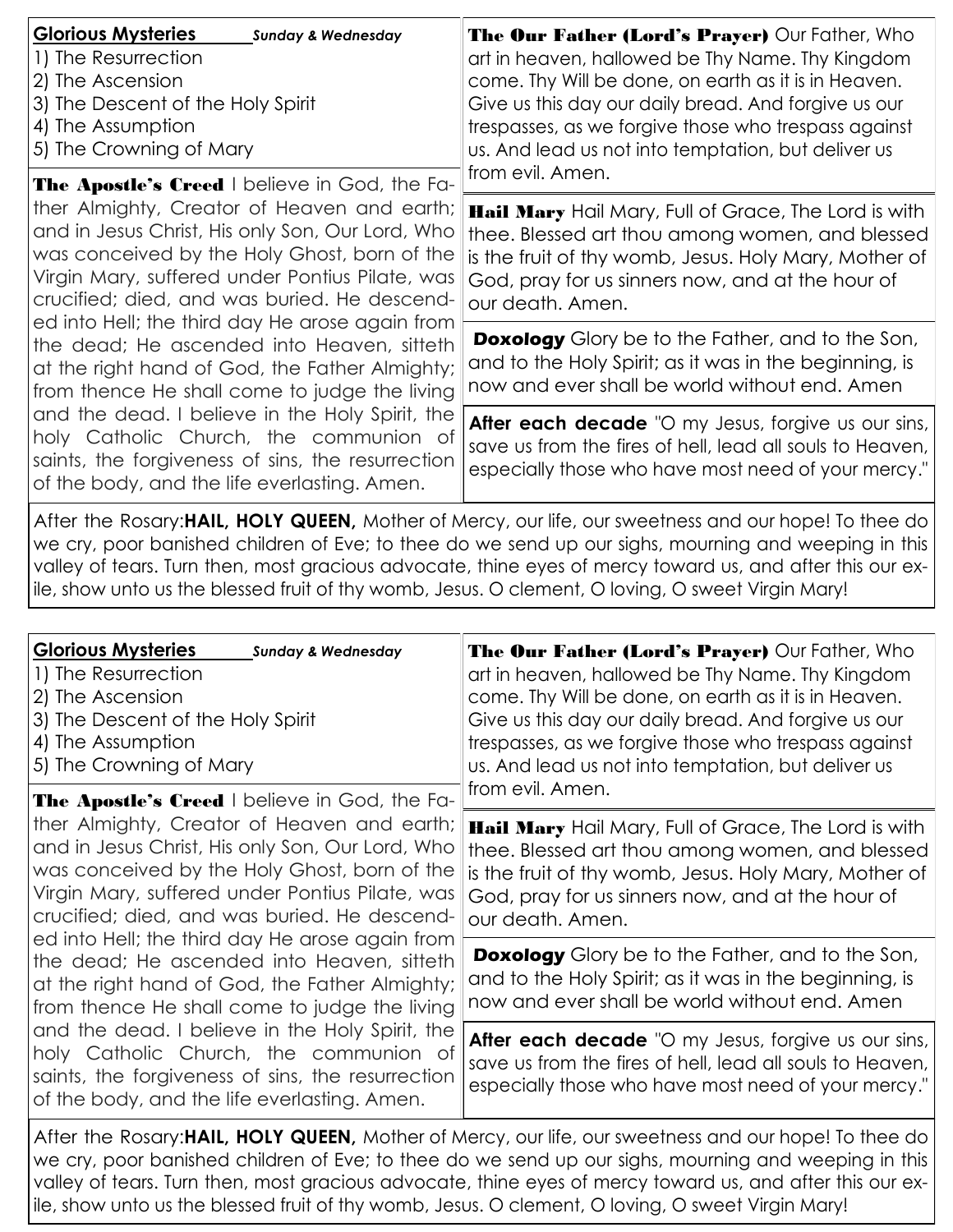**Glorious Mysteries** *Sunday & Wednesday*

1) The Resurrection
2) The Ascension
3) The Descent of the Holy Spirit
4) The Assumption
5) The Crowning of Mary

**The Apostle's Creed** I believe in God, the Father Almighty, Creator of Heaven and earth; and in Jesus Christ, His only Son, Our Lord, Who was conceived by the Holy Ghost, born of the Virgin Mary, suffered under Pontius Pilate, was crucified; died, and was buried. He descended into Hell; the third day He arose again from the dead; He ascended into Heaven, sitteth at the right hand of God, the Father Almighty; from thence He shall come to judge the living and the dead. I believe in the Holy Spirit, the holy Catholic Church, the communion of saints, the forgiveness of sins, the resurrection of the body, and the life everlasting. Amen.

**The Our Father (Lord's Prayer)** Our Father, Who art in heaven, hallowed be Thy Name. Thy Kingdom come. Thy Will be done, on earth as it is in Heaven. Give us this day our daily bread. And forgive us our trespasses, as we forgive those who trespass against us. And lead us not into temptation, but deliver us from evil. Amen.

**Hail Mary** Hail Mary, Full of Grace, The Lord is with thee. Blessed art thou among women, and blessed is the fruit of thy womb, Jesus. Holy Mary, Mother of God, pray for us sinners now, and at the hour of our death. Amen.

**Doxology** Glory be to the Father, and to the Son, and to the Holy Spirit; as it was in the beginning, is now and ever shall be world without end. Amen

**After each decade** "O my Jesus, forgive us our sins, save us from the fires of hell, lead all souls to Heaven, especially those who have most need of your mercy."

After the Rosary:**HAIL, HOLY QUEEN,** Mother of Mercy, our life, our sweetness and our hope! To thee do we cry, poor banished children of Eve; to thee do we send up our sighs, mourning and weeping in this valley of tears. Turn then, most gracious advocate, thine eyes of mercy toward us, and after this our exile, show unto us the blessed fruit of thy womb, Jesus. O clement, O loving, O sweet Virgin Mary!

---

**Glorious Mysteries** *Sunday & Wednesday*

1) The Resurrection
2) The Ascension
3) The Descent of the Holy Spirit
4) The Assumption
5) The Crowning of Mary

**The Apostle's Creed** I believe in God, the Father Almighty, Creator of Heaven and earth; and in Jesus Christ, His only Son, Our Lord, Who was conceived by the Holy Ghost, born of the Virgin Mary, suffered under Pontius Pilate, was crucified; died, and was buried. He descended into Hell; the third day He arose again from the dead; He ascended into Heaven, sitteth at the right hand of God, the Father Almighty; from thence He shall come to judge the living and the dead. I believe in the Holy Spirit, the holy Catholic Church, the communion of saints, the forgiveness of sins, the resurrection of the body, and the life everlasting. Amen.

**The Our Father (Lord's Prayer)** Our Father, Who art in heaven, hallowed be Thy Name. Thy Kingdom come. Thy Will be done, on earth as it is in Heaven. Give us this day our daily bread. And forgive us our trespasses, as we forgive those who trespass against us. And lead us not into temptation, but deliver us from evil. Amen.

**Hail Mary** Hail Mary, Full of Grace, The Lord is with thee. Blessed art thou among women, and blessed is the fruit of thy womb, Jesus. Holy Mary, Mother of God, pray for us sinners now, and at the hour of our death. Amen.

**Doxology** Glory be to the Father, and to the Son, and to the Holy Spirit; as it was in the beginning, is now and ever shall be world without end. Amen

**After each decade** "O my Jesus, forgive us our sins, save us from the fires of hell, lead all souls to Heaven, especially those who have most need of your mercy."

After the Rosary:**HAIL, HOLY QUEEN,** Mother of Mercy, our life, our sweetness and our hope! To thee do we cry, poor banished children of Eve; to thee do we send up our sighs, mourning and weeping in this valley of tears. Turn then, most gracious advocate, thine eyes of mercy toward us, and after this our exile, show unto us the blessed fruit of thy womb, Jesus. O clement, O loving, O sweet Virgin Mary!